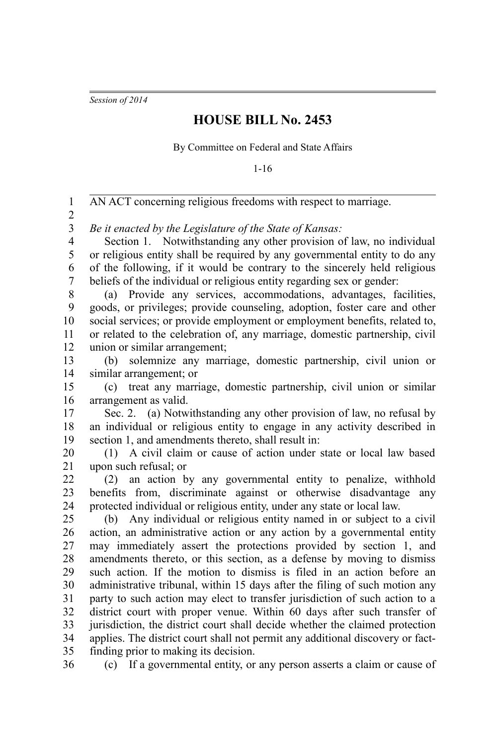*Session of 2014*

# HOUSE BILL No. 2453

By Committee on Federal and State Affairs

1-16

AN ACT concerning religious freedoms with respect to marriage.

*Be it enacted by the Legislature of the State of Kansas:*

Section 1. Notwithstanding any other provision of law, no individual or religious entity shall be required by any governmental entity to do any of the following, if it would be contrary to the sincerely held religious beliefs of the individual or religious entity regarding sex or gender:

(a) Provide any services, accommodations, advantages, facilities, goods, or privileges; provide counseling, adoption, foster care and other social services; or provide employment or employment benefits, related to, or related to the celebration of, any marriage, domestic partnership, civil union or similar arrangement;

(b) solemnize any marriage, domestic partnership, civil union or similar arrangement; or

(c) treat any marriage, domestic partnership, civil union or similar arrangement as valid.

Sec. 2. (a) Notwithstanding any other provision of law, no refusal by an individual or religious entity to engage in any activity described in section 1, and amendments thereto, shall result in:

(1) A civil claim or cause of action under state or local law based upon such refusal; or

(2) an action by any governmental entity to penalize, withhold benefits from, discriminate against or otherwise disadvantage any protected individual or religious entity, under any state or local law.

(b) Any individual or religious entity named in or subject to a civil action, an administrative action or any action by a governmental entity may immediately assert the protections provided by section 1, and amendments thereto, or this section, as a defense by moving to dismiss such action. If the motion to dismiss is filed in an action before an administrative tribunal, within 15 days after the filing of such motion any party to such action may elect to transfer jurisdiction of such action to a district court with proper venue. Within 60 days after such transfer of jurisdiction, the district court shall decide whether the claimed protection applies. The district court shall not permit any additional discovery or fact-finding prior to making its decision.

(c) If a governmental entity, or any person asserts a claim or cause of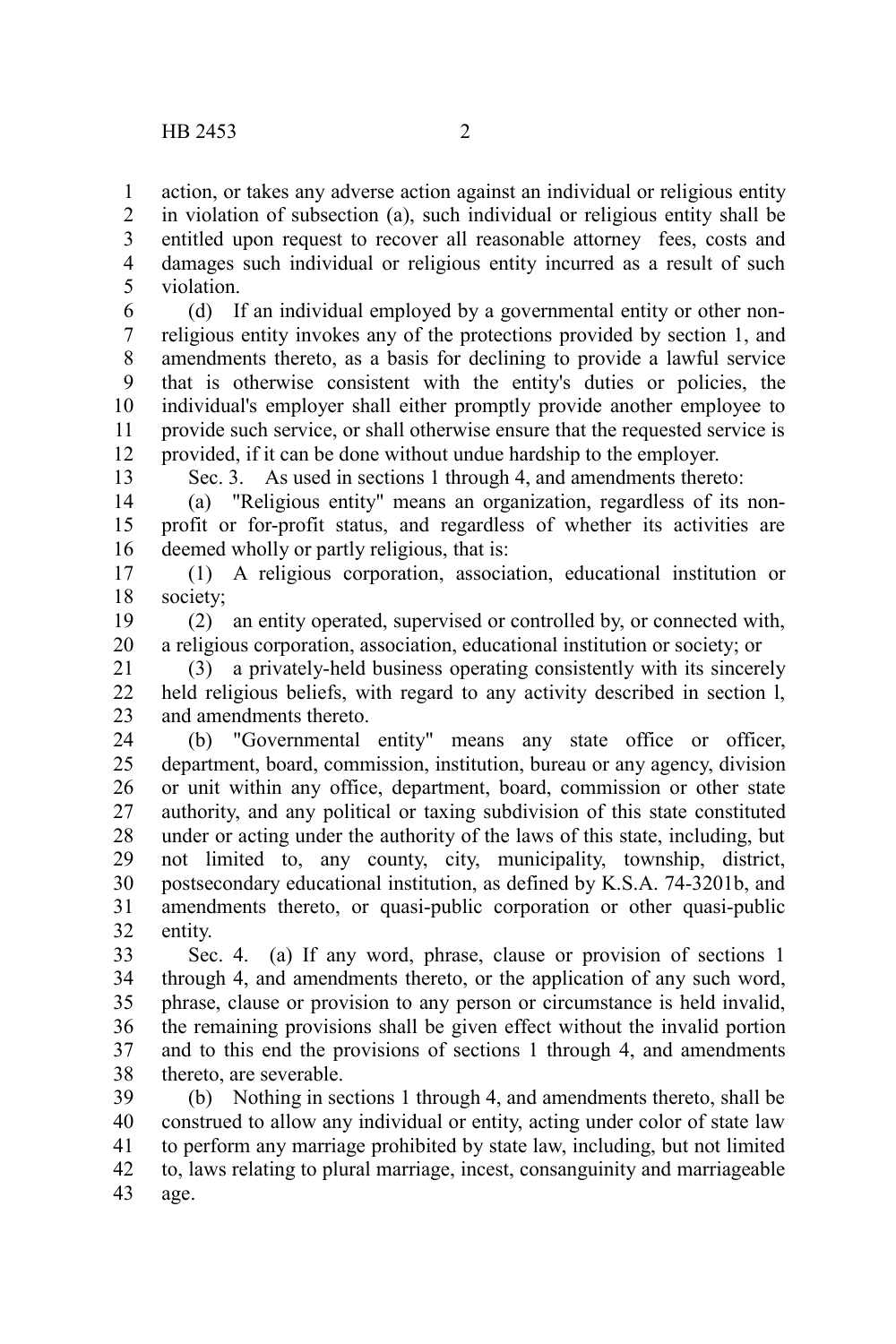action, or takes any adverse action against an individual or religious entity in violation of subsection (a), such individual or religious entity shall be entitled upon request to recover all reasonable attorney fees, costs and damages such individual or religious entity incurred as a result of such violation.

(d) If an individual employed by a governmental entity or other non-religious entity invokes any of the protections provided by section 1, and amendments thereto, as a basis for declining to provide a lawful service that is otherwise consistent with the entity's duties or policies, the individual's employer shall either promptly provide another employee to provide such service, or shall otherwise ensure that the requested service is provided, if it can be done without undue hardship to the employer.

Sec. 3. As used in sections 1 through 4, and amendments thereto:

(a) "Religious entity" means an organization, regardless of its non-profit or for-profit status, and regardless of whether its activities are deemed wholly or partly religious, that is:

(1) A religious corporation, association, educational institution or society;

(2) an entity operated, supervised or controlled by, or connected with, a religious corporation, association, educational institution or society; or

(3) a privately-held business operating consistently with its sincerely held religious beliefs, with regard to any activity described in section l, and amendments thereto.

(b) "Governmental entity" means any state office or officer, department, board, commission, institution, bureau or any agency, division or unit within any office, department, board, commission or other state authority, and any political or taxing subdivision of this state constituted under or acting under the authority of the laws of this state, including, but not limited to, any county, city, municipality, township, district, postsecondary educational institution, as defined by K.S.A. 74-3201b, and amendments thereto, or quasi-public corporation or other quasi-public entity.

Sec. 4. (a) If any word, phrase, clause or provision of sections 1 through 4, and amendments thereto, or the application of any such word, phrase, clause or provision to any person or circumstance is held invalid, the remaining provisions shall be given effect without the invalid portion and to this end the provisions of sections 1 through 4, and amendments thereto, are severable.

(b) Nothing in sections 1 through 4, and amendments thereto, shall be construed to allow any individual or entity, acting under color of state law to perform any marriage prohibited by state law, including, but not limited to, laws relating to plural marriage, incest, consanguinity and marriageable age.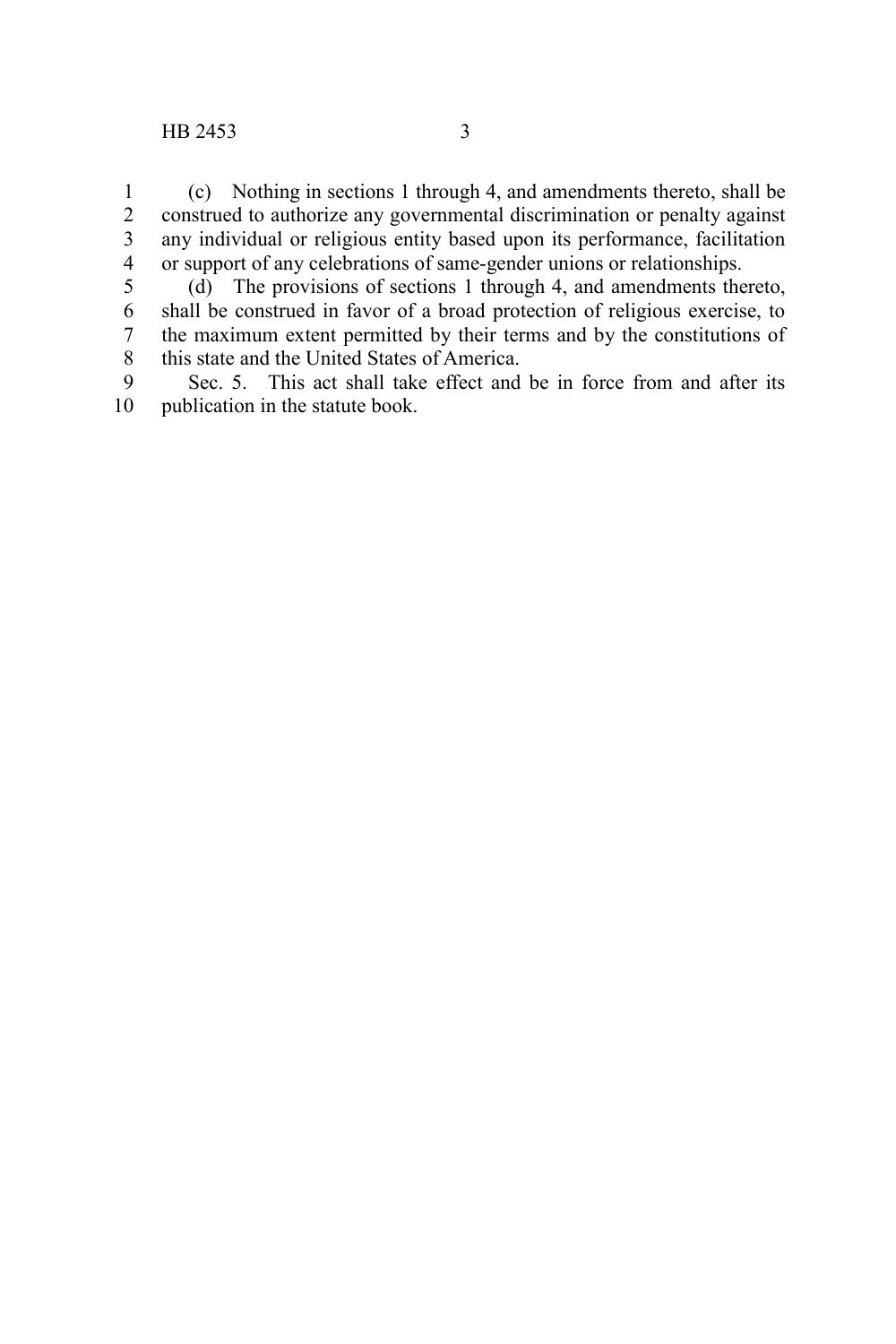(c) Nothing in sections 1 through 4, and amendments thereto, shall be construed to authorize any governmental discrimination or penalty against any individual or religious entity based upon its performance, facilitation or support of any celebrations of same-gender unions or relationships.

(d) The provisions of sections 1 through 4, and amendments thereto, shall be construed in favor of a broad protection of religious exercise, to the maximum extent permitted by their terms and by the constitutions of this state and the United States of America.

Sec. 5. This act shall take effect and be in force from and after its publication in the statute book.